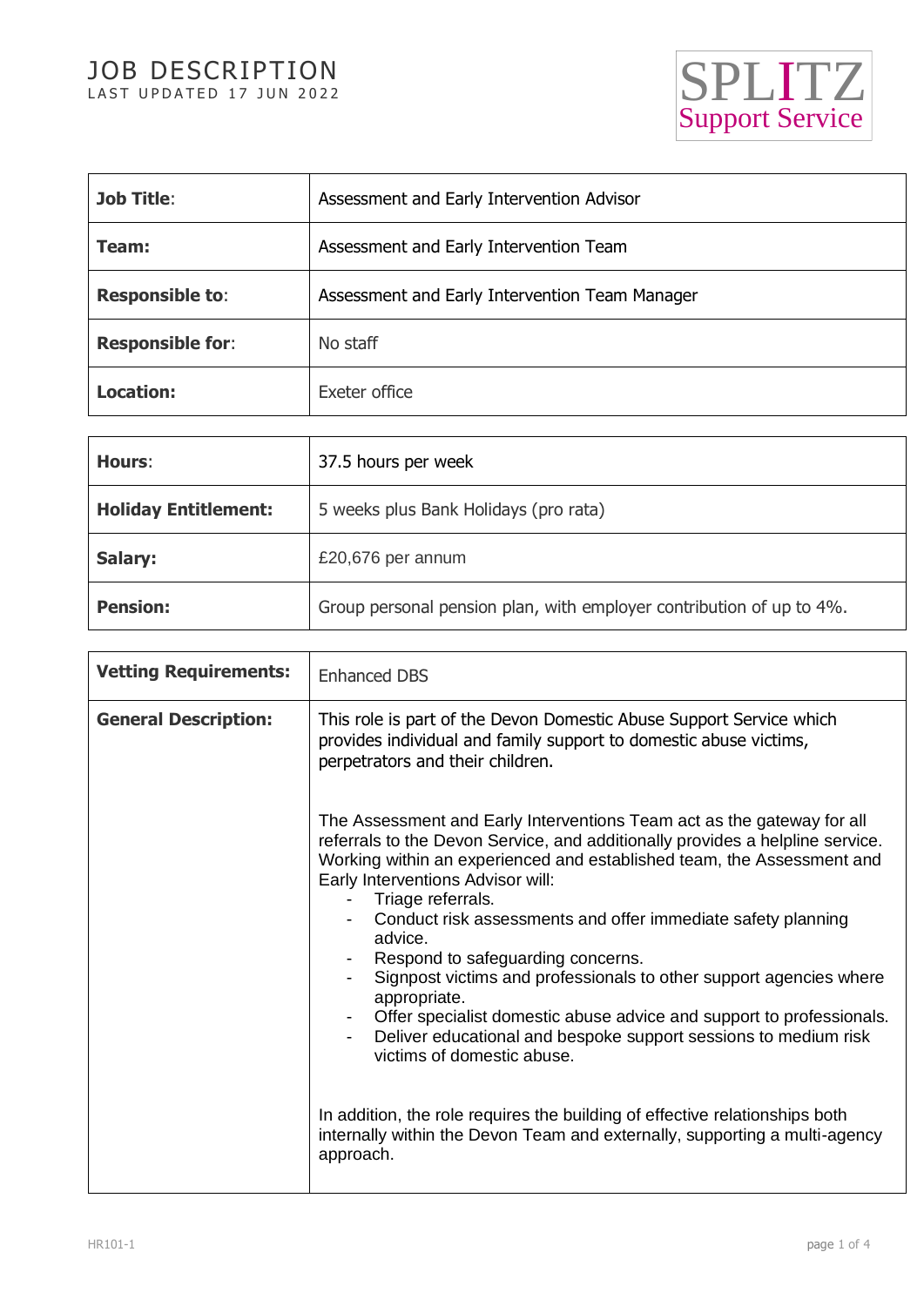# JOB DESCRIPTION

LAST UPDATED 17 JUN 2022

SPLITZ Support Service

| | |
|---|---|
| **Job Title**: | Assessment and Early Intervention Advisor |
| **Team:** | Assessment and Early Intervention Team |
| **Responsible to**: | Assessment and Early Intervention Team Manager |
| **Responsible for**: | No staff |
| **Location:** | Exeter office |

| | |
|---|---|
| **Hours**: | 37.5 hours per week |
| **Holiday Entitlement:** | 5 weeks plus Bank Holidays (pro rata) |
| **Salary:** | £20,676 per annum |
| **Pension:** | Group personal pension plan, with employer contribution of up to 4%. |

| | |
|---|---|
| **Vetting Requirements:** | Enhanced DBS |
| **General Description:** | This role is part of the Devon Domestic Abuse Support Service which provides individual and family support to domestic abuse victims, perpetrators and their children.<br><br>The Assessment and Early Interventions Team act as the gateway for all referrals to the Devon Service, and additionally provides a helpline service. Working within an experienced and established team, the Assessment and Early Interventions Advisor will:<br>- Triage referrals.<br>- Conduct risk assessments and offer immediate safety planning advice.<br>- Respond to safeguarding concerns.<br>- Signpost victims and professionals to other support agencies where appropriate.<br>- Offer specialist domestic abuse advice and support to professionals.<br>- Deliver educational and bespoke support sessions to medium risk victims of domestic abuse.<br><br>In addition, the role requires the building of effective relationships both internally within the Devon Team and externally, supporting a multi-agency approach. |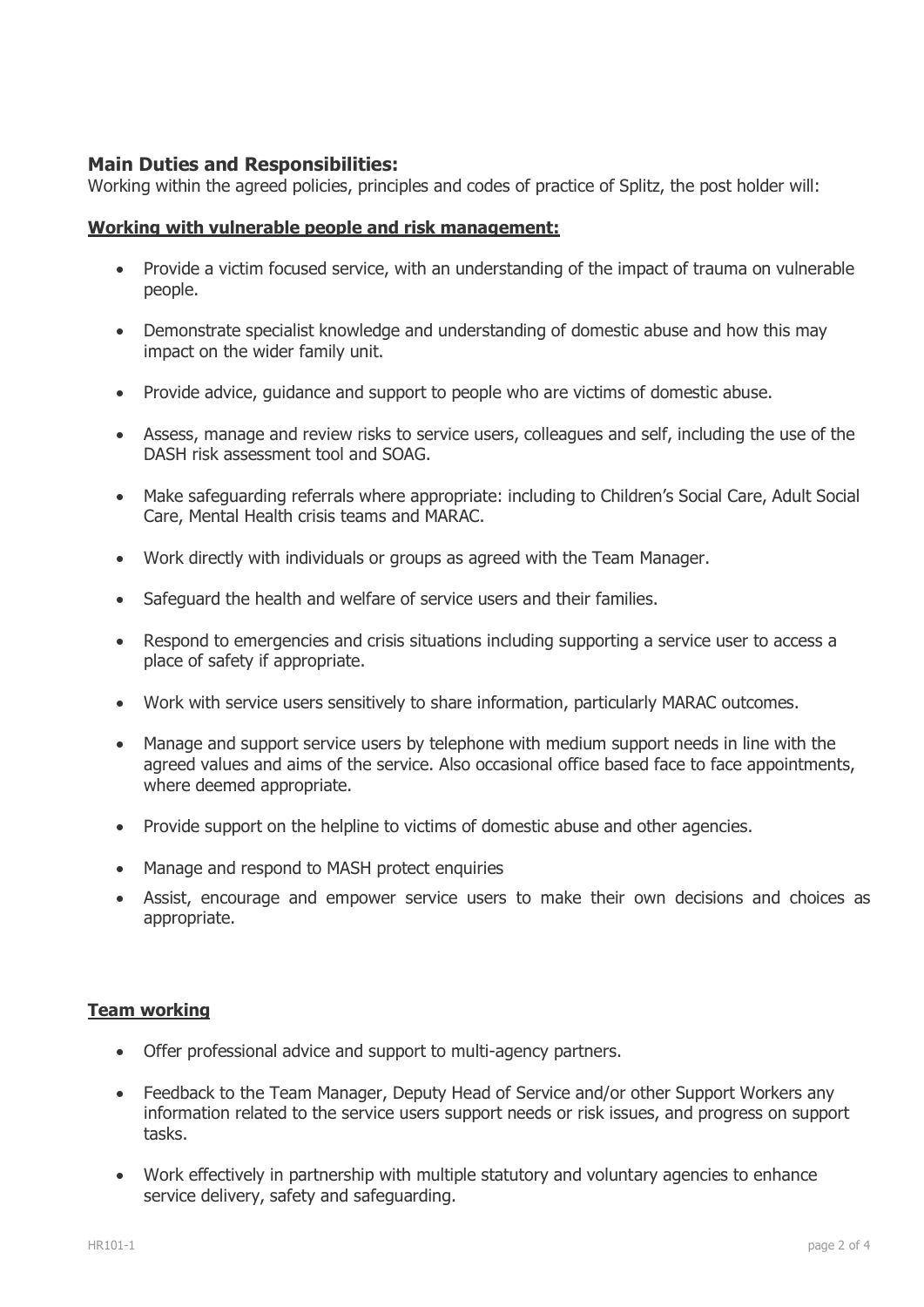## Main Duties and Responsibilities:

Working within the agreed policies, principles and codes of practice of Splitz, the post holder will:

**Working with vulnerable people and risk management:**

- Provide a victim focused service, with an understanding of the impact of trauma on vulnerable people.
- Demonstrate specialist knowledge and understanding of domestic abuse and how this may impact on the wider family unit.
- Provide advice, guidance and support to people who are victims of domestic abuse.
- Assess, manage and review risks to service users, colleagues and self, including the use of the DASH risk assessment tool and SOAG.
- Make safeguarding referrals where appropriate: including to Children's Social Care, Adult Social Care, Mental Health crisis teams and MARAC.
- Work directly with individuals or groups as agreed with the Team Manager.
- Safeguard the health and welfare of service users and their families.
- Respond to emergencies and crisis situations including supporting a service user to access a place of safety if appropriate.
- Work with service users sensitively to share information, particularly MARAC outcomes.
- Manage and support service users by telephone with medium support needs in line with the agreed values and aims of the service. Also occasional office based face to face appointments, where deemed appropriate.
- Provide support on the helpline to victims of domestic abuse and other agencies.
- Manage and respond to MASH protect enquiries
- Assist, encourage and empower service users to make their own decisions and choices as appropriate.

**Team working**

- Offer professional advice and support to multi-agency partners.
- Feedback to the Team Manager, Deputy Head of Service and/or other Support Workers any information related to the service users support needs or risk issues, and progress on support tasks.
- Work effectively in partnership with multiple statutory and voluntary agencies to enhance service delivery, safety and safeguarding.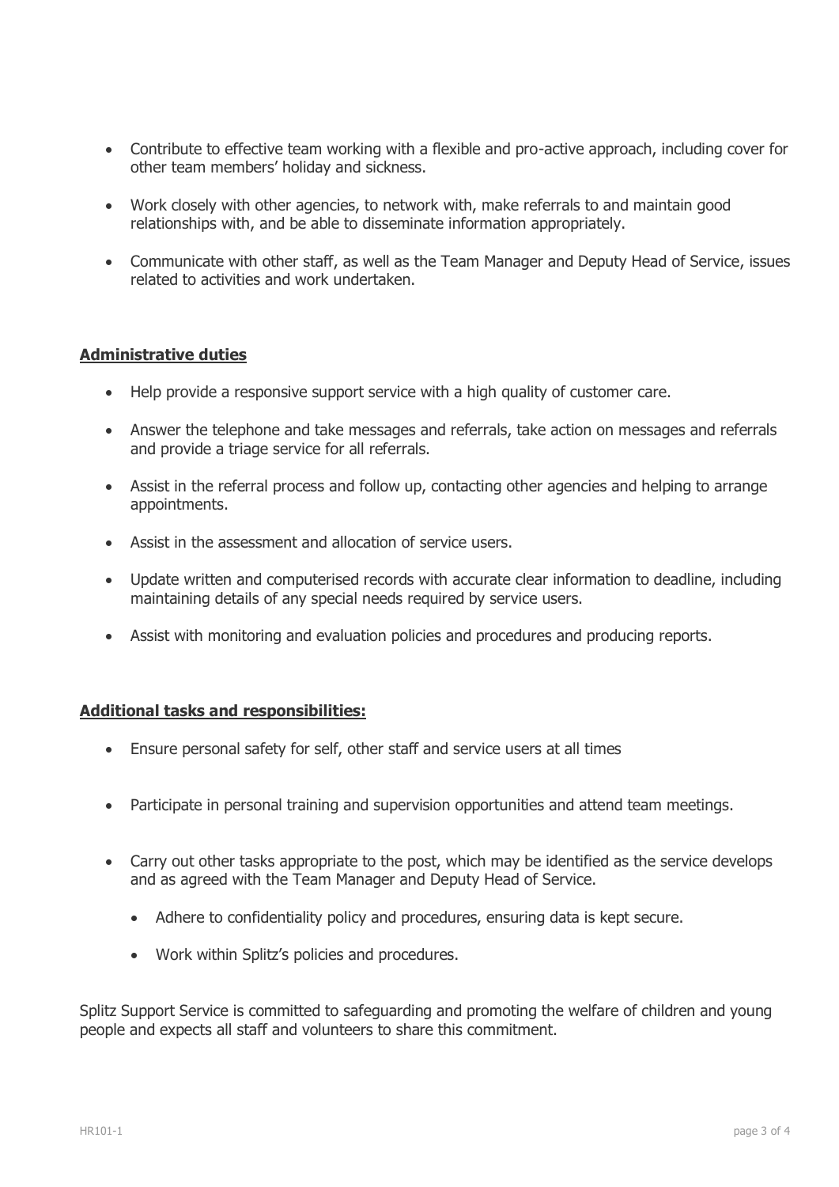- Contribute to effective team working with a flexible and pro-active approach, including cover for other team members' holiday and sickness.

- Work closely with other agencies, to network with, make referrals to and maintain good relationships with, and be able to disseminate information appropriately.

- Communicate with other staff, as well as the Team Manager and Deputy Head of Service, issues related to activities and work undertaken.

**Administrative duties**

- Help provide a responsive support service with a high quality of customer care.

- Answer the telephone and take messages and referrals, take action on messages and referrals and provide a triage service for all referrals.

- Assist in the referral process and follow up, contacting other agencies and helping to arrange appointments.

- Assist in the assessment and allocation of service users.

- Update written and computerised records with accurate clear information to deadline, including maintaining details of any special needs required by service users.

- Assist with monitoring and evaluation policies and procedures and producing reports.

**Additional tasks and responsibilities:**

- Ensure personal safety for self, other staff and service users at all times

- Participate in personal training and supervision opportunities and attend team meetings.

- Carry out other tasks appropriate to the post, which may be identified as the service develops and as agreed with the Team Manager and Deputy Head of Service.

  - Adhere to confidentiality policy and procedures, ensuring data is kept secure.

  - Work within Splitz's policies and procedures.

Splitz Support Service is committed to safeguarding and promoting the welfare of children and young people and expects all staff and volunteers to share this commitment.